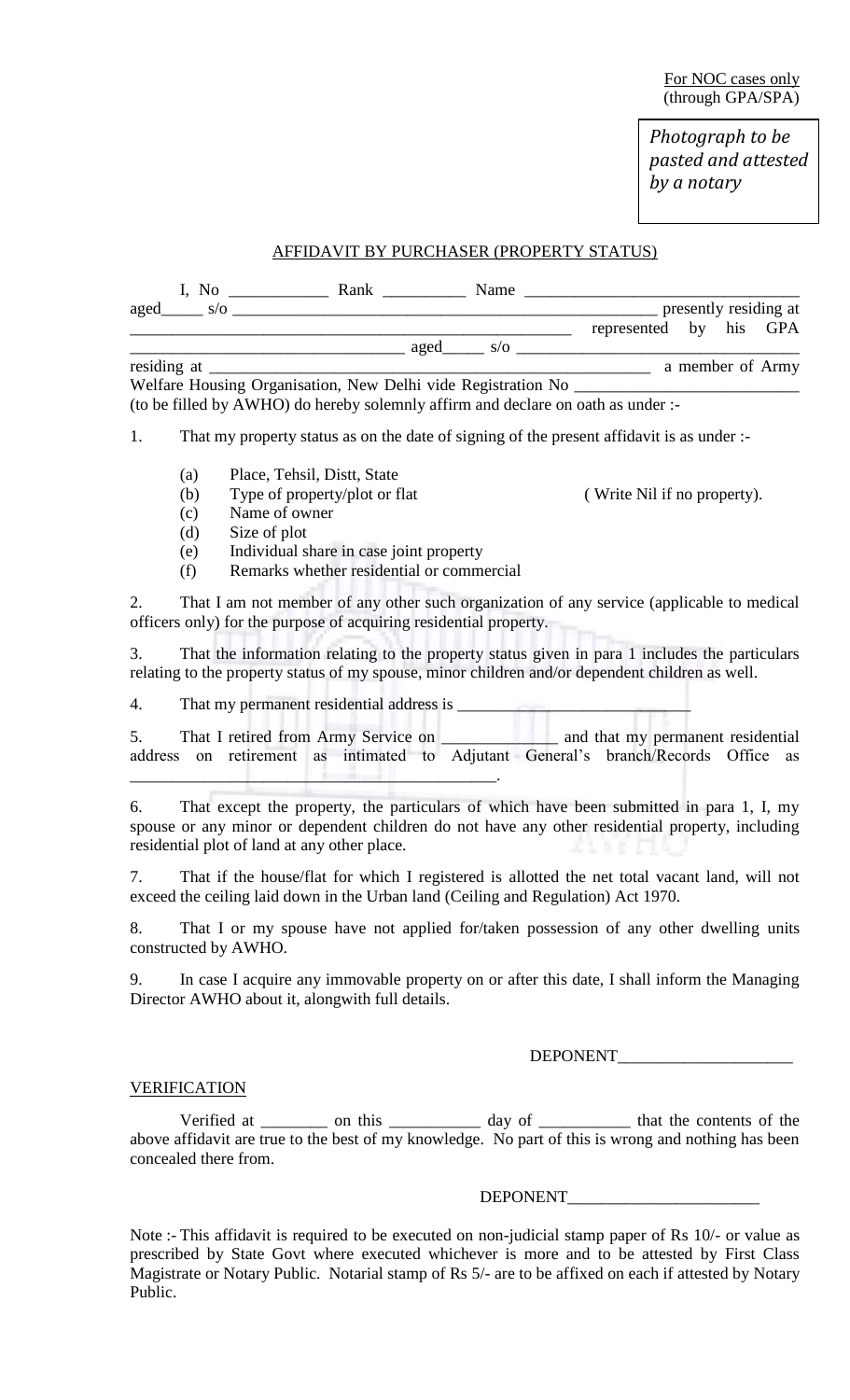For NOC cases only
(through GPA/SPA)

*Photograph to be pasted and attested by a notary*

## AFFIDAVIT BY PURCHASER (PROPERTY STATUS)

I, No ____________ Rank __________ Name __________________________________ aged_____ s/o _____________________________________________________ presently residing at ___________________________________________________ represented by his GPA _______________________________ aged_____ s/o _________________________________ residing at ______________________________________________________ a member of Army Welfare Housing Organisation, New Delhi vide Registration No ___________________________ (to be filled by AWHO) do hereby solemnly affirm and declare on oath as under :-

1. That my property status as on the date of signing of the present affidavit is as under :-

   (a) Place, Tehsil, Distt, State
   (b) Type of property/plot or flat ( Write Nil if no property).
   (c) Name of owner
   (d) Size of plot
   (e) Individual share in case joint property
   (f) Remarks whether residential or commercial

2. That I am not member of any other such organization of any service (applicable to medical officers only) for the purpose of acquiring residential property.

3. That the information relating to the property status given in para 1 includes the particulars relating to the property status of my spouse, minor children and/or dependent children as well.

4. That my permanent residential address is ____________________________

5. That I retired from Army Service on ______________ and that my permanent residential address on retirement as intimated to Adjutant General's branch/Records Office as ______________________________________________.

6. That except the property, the particulars of which have been submitted in para 1, I, my spouse or any minor or dependent children do not have any other residential property, including residential plot of land at any other place.

7. That if the house/flat for which I registered is allotted the net total vacant land, will not exceed the ceiling laid down in the Urban land (Ceiling and Regulation) Act 1970.

8. That I or my spouse have not applied for/taken possession of any other dwelling units constructed by AWHO.

9. In case I acquire any immovable property on or after this date, I shall inform the Managing Director AWHO about it, alongwith full details.

DEPONENT_____________________

### VERIFICATION

Verified at ________ on this ___________ day of ___________ that the contents of the above affidavit are true to the best of my knowledge. No part of this is wrong and nothing has been concealed there from.

DEPONENT_______________________

Note :- This affidavit is required to be executed on non-judicial stamp paper of Rs 10/- or value as prescribed by State Govt where executed whichever is more and to be attested by First Class Magistrate or Notary Public. Notarial stamp of Rs 5/- are to be affixed on each if attested by Notary Public.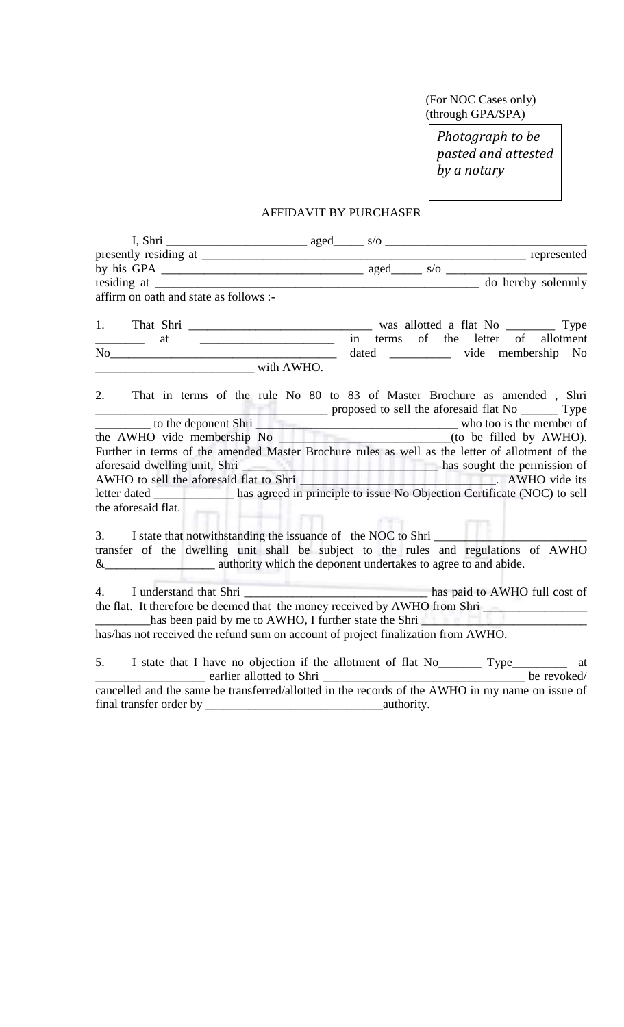(For NOC Cases only)
(through GPA/SPA)

*Photograph to be pasted and attested by a notary*

## AFFIDAVIT BY PURCHASER

I, Shri _______________________ aged_____ s/o _________________________________ presently residing at ______________________________________________________ represented by his GPA _________________________________ aged_____ s/o ______________________ residing at ______________________________________________________ do hereby solemnly affirm on oath and state as follows :-

1. That Shri ______________________________ was allotted a flat No ________ Type ________ at ______________________ in terms of the letter of allotment No_____________________________________ dated __________ vide membership No _________________________ with AWHO.

2. That in terms of the rule No 80 to 83 of Master Brochure as amended , Shri ___________________________________ proposed to sell the aforesaid flat No ______ Type _________ to the deponent Shri _______________________________ who too is the member of the AWHO vide membership No ____________________________(to be filled by AWHO). Further in terms of the amended Master Brochure rules as well as the letter of allotment of the aforesaid dwelling unit, Shri ___________________________ has sought the permission of AWHO to sell the aforesaid flat to Shri ____________________________. AWHO vide its letter dated _____________ has agreed in principle to issue No Objection Certificate (NOC) to sell the aforesaid flat.

3. I state that notwithstanding the issuance of the NOC to Shri _________________________ transfer of the dwelling unit shall be subject to the rules and regulations of AWHO &__________________ authority which the deponent undertakes to agree to and abide.

4. I understand that Shri ______________________________ has paid to AWHO full cost of the flat. It therefore be deemed that the money received by AWHO from Shri _________________ _________has been paid by me to AWHO, I further state the Shri ___________________________ has/has not received the refund sum on account of project finalization from AWHO.

5. I state that I have no objection if the allotment of flat No_______ Type_________ at __________________ earlier allotted to Shri _________________________________ be revoked/ cancelled and the same be transferred/allotted in the records of the AWHO in my name on issue of final transfer order by _____________________________authority.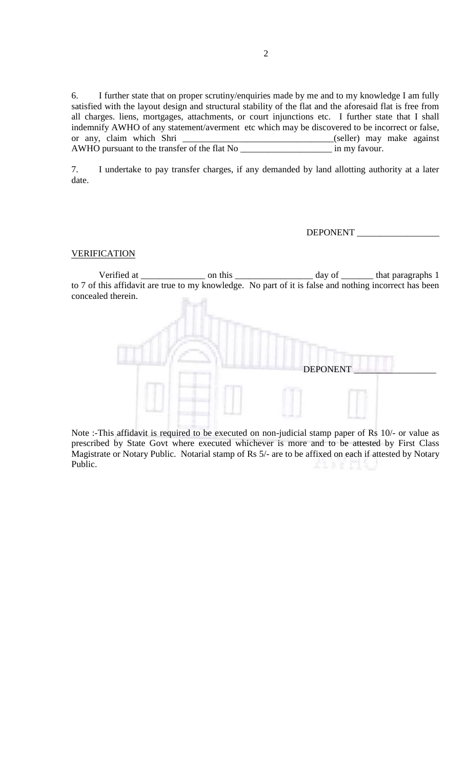6. I further state that on proper scrutiny/enquiries made by me and to my knowledge I am fully satisfied with the layout design and structural stability of the flat and the aforesaid flat is free from all charges. liens, mortgages, attachments, or court injunctions etc. I further state that I shall indemnify AWHO of any statement/averment etc which may be discovered to be incorrect or false, or any, claim which Shri ________________________________(seller) may make against AWHO pursuant to the transfer of the flat No ____________________ in my favour.

7. I undertake to pay transfer charges, if any demanded by land allotting authority at a later date.

DEPONENT __________________

VERIFICATION

Verified at ______________ on this _________________ day of _______ that paragraphs 1 to 7 of this affidavit are true to my knowledge. No part of it is false and nothing incorrect has been concealed therein.

DEPONENT __________________

Note :-This affidavit is required to be executed on non-judicial stamp paper of Rs 10/- or value as prescribed by State Govt where executed whichever is more and to be attested by First Class Magistrate or Notary Public. Notarial stamp of Rs 5/- are to be affixed on each if attested by Notary Public.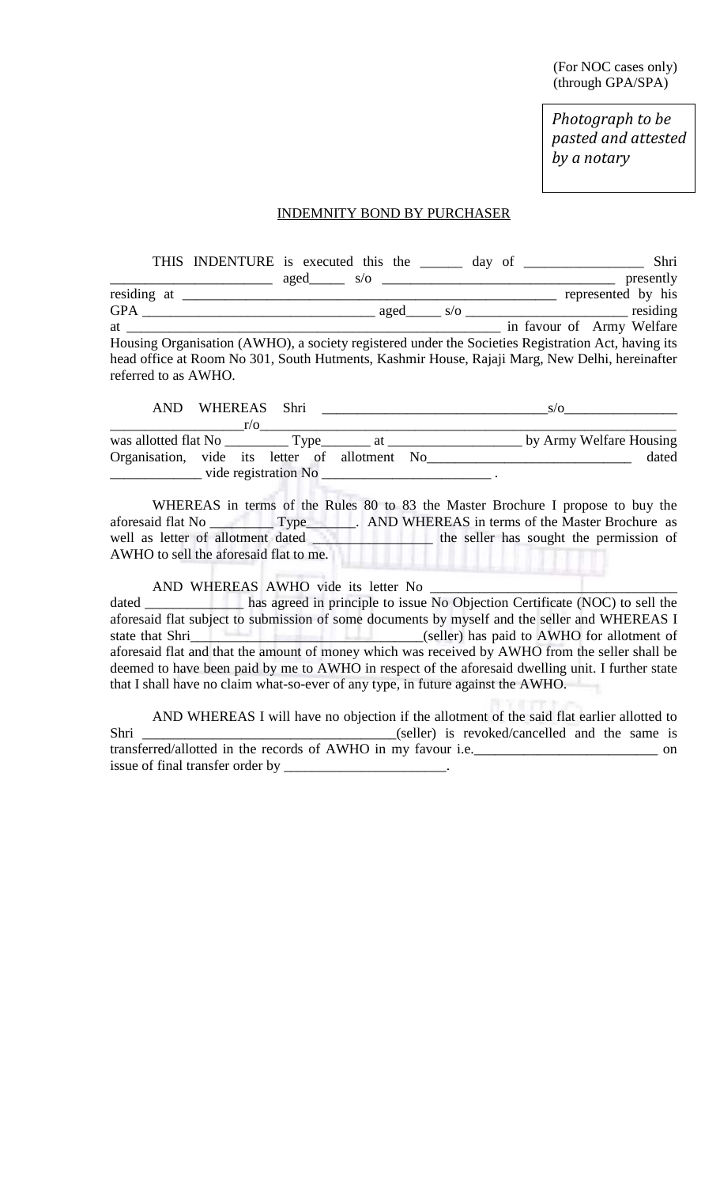(For NOC cases only)
(through GPA/SPA)

*Photograph to be pasted and attested by a notary*

<u>INDEMNITY BOND BY PURCHASER</u>

THIS INDENTURE is executed this the ______ day of _________________ Shri _______________________ aged_____ s/o _________________________________ presently residing at _______________________________________________________ represented by his GPA _________________________________ aged_____ s/o _______________________ residing at ________________________________________________________ in favour of Army Welfare Housing Organisation (AWHO), a society registered under the Societies Registration Act, having its head office at Room No 301, South Hutments, Kashmir House, Rajaji Marg, New Delhi, hereinafter referred to as AWHO.

AND WHEREAS Shri ________________________________s/o________________ __________________r/o___________________________________________________________ was allotted flat No _________ Type_______ at ___________________ by Army Welfare Housing Organisation, vide its letter of allotment No_____________________________ dated _____________ vide registration No ________________________ .

WHEREAS in terms of the Rules 80 to 83 the Master Brochure I propose to buy the aforesaid flat No _________ Type_______. AND WHEREAS in terms of the Master Brochure as well as letter of allotment dated ________________ the seller has sought the permission of AWHO to sell the aforesaid flat to me.

AND WHEREAS AWHO vide its letter No ___________________________________ dated ______________ has agreed in principle to issue No Objection Certificate (NOC) to sell the aforesaid flat subject to submission of some documents by myself and the seller and WHEREAS I state that Shri__________________________________(seller) has paid to AWHO for allotment of aforesaid flat and that the amount of money which was received by AWHO from the seller shall be deemed to have been paid by me to AWHO in respect of the aforesaid dwelling unit. I further state that I shall have no claim what-so-ever of any type, in future against the AWHO.

AND WHEREAS I will have no objection if the allotment of the said flat earlier allotted to Shri ___________________________________(seller) is revoked/cancelled and the same is transferred/allotted in the records of AWHO in my favour i.e.__________________________ on issue of final transfer order by _______________________.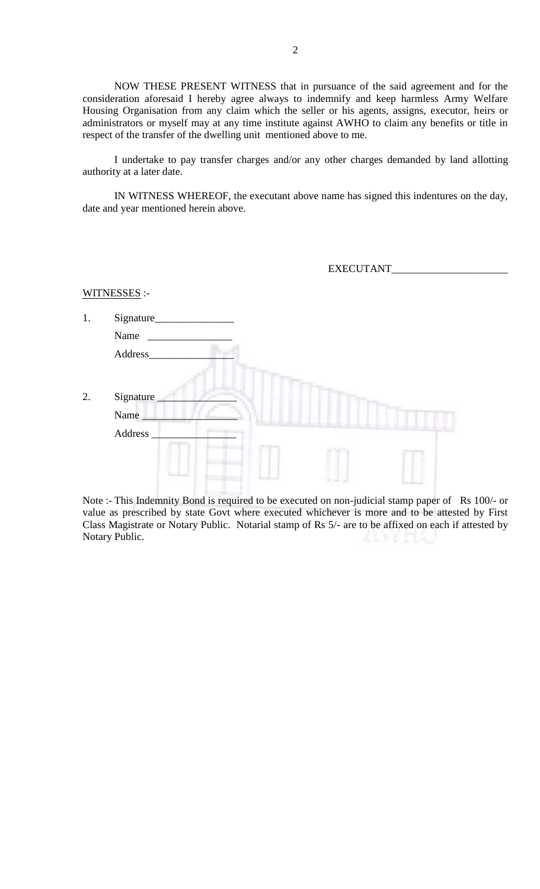NOW THESE PRESENT WITNESS that in pursuance of the said agreement and for the consideration aforesaid I hereby agree always to indemnify and keep harmless Army Welfare Housing Organisation from any claim which the seller or his agents, assigns, executor, heirs or administrators or myself may at any time institute against AWHO to claim any benefits or title in respect of the transfer of the dwelling unit mentioned above to me.

I undertake to pay transfer charges and/or any other charges demanded by land allotting authority at a later date.

IN WITNESS WHEREOF, the executant above name has signed this indentures on the day, date and year mentioned herein above.

EXECUTANT______________________

<u>WITNESSES</u> :-

1. Signature_______________
   Name ________________
   Address________________

2. Signature _______________
   Name __________________
   Address ________________

Note :- This Indemnity Bond is required to be executed on non-judicial stamp paper of Rs 100/- or value as prescribed by state Govt where executed whichever is more and to be attested by First Class Magistrate or Notary Public. Notarial stamp of Rs 5/- are to be affixed on each if attested by Notary Public.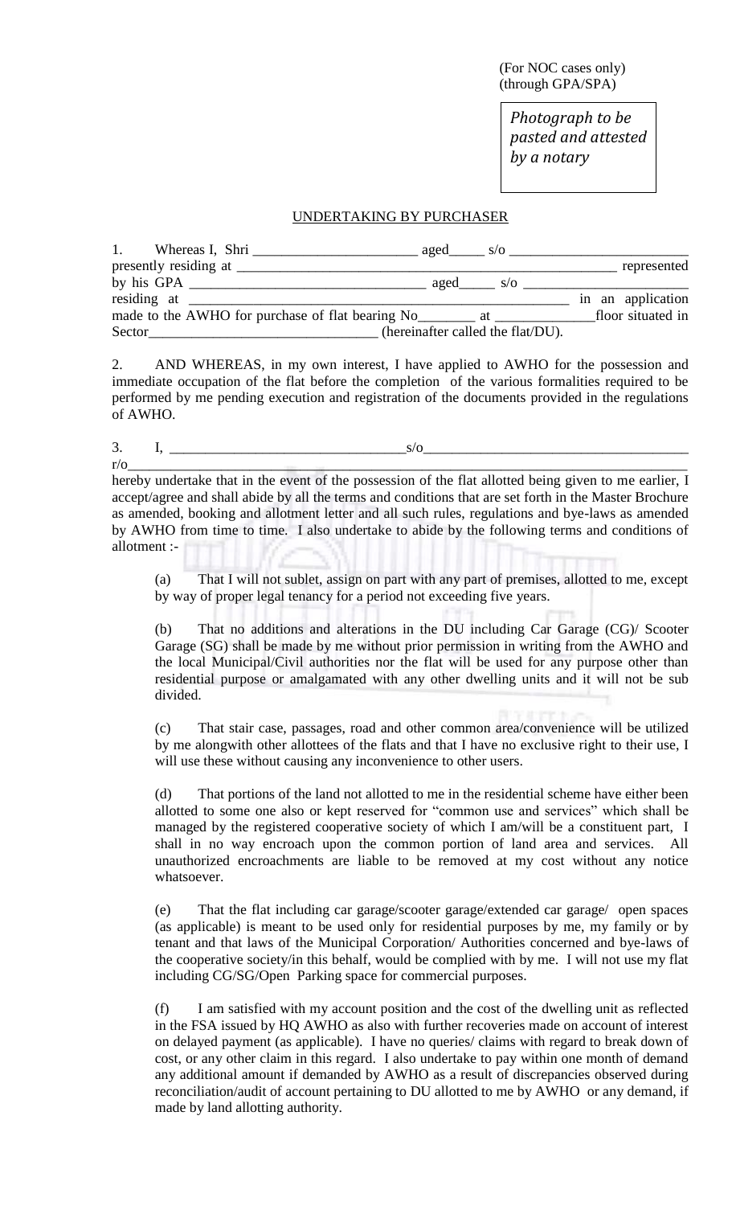(For NOC cases only)
(through GPA/SPA)

*Photograph to be pasted and attested by a notary*

## UNDERTAKING BY PURCHASER

1. Whereas I, Shri _______________________ aged_____ s/o _________________________ presently residing at _______________________________________________________ represented by his GPA ________________________________ aged_____ s/o ______________________ residing at ___________________________________________________ in an application made to the AWHO for purchase of flat bearing No________ at ______________floor situated in Sector________________________________ (hereinafter called the flat/DU).

2. AND WHEREAS, in my own interest, I have applied to AWHO for the possession and immediate occupation of the flat before the completion of the various formalities required to be performed by me pending execution and registration of the documents provided in the regulations of AWHO.

3. I, ________________________________s/o___________________________________ r/o_______________________________________________________________________________ hereby undertake that in the event of the possession of the flat allotted being given to me earlier, I accept/agree and shall abide by all the terms and conditions that are set forth in the Master Brochure as amended, booking and allotment letter and all such rules, regulations and bye-laws as amended by AWHO from time to time. I also undertake to abide by the following terms and conditions of allotment :-

(a) That I will not sublet, assign on part with any part of premises, allotted to me, except by way of proper legal tenancy for a period not exceeding five years.

(b) That no additions and alterations in the DU including Car Garage (CG)/ Scooter Garage (SG) shall be made by me without prior permission in writing from the AWHO and the local Municipal/Civil authorities nor the flat will be used for any purpose other than residential purpose or amalgamated with any other dwelling units and it will not be sub divided.

(c) That stair case, passages, road and other common area/convenience will be utilized by me alongwith other allottees of the flats and that I have no exclusive right to their use, I will use these without causing any inconvenience to other users.

(d) That portions of the land not allotted to me in the residential scheme have either been allotted to some one also or kept reserved for "common use and services" which shall be managed by the registered cooperative society of which I am/will be a constituent part, I shall in no way encroach upon the common portion of land area and services. All unauthorized encroachments are liable to be removed at my cost without any notice whatsoever.

(e) That the flat including car garage/scooter garage/extended car garage/ open spaces (as applicable) is meant to be used only for residential purposes by me, my family or by tenant and that laws of the Municipal Corporation/ Authorities concerned and bye-laws of the cooperative society/in this behalf, would be complied with by me. I will not use my flat including CG/SG/Open Parking space for commercial purposes.

(f) I am satisfied with my account position and the cost of the dwelling unit as reflected in the FSA issued by HQ AWHO as also with further recoveries made on account of interest on delayed payment (as applicable). I have no queries/ claims with regard to break down of cost, or any other claim in this regard. I also undertake to pay within one month of demand any additional amount if demanded by AWHO as a result of discrepancies observed during reconciliation/audit of account pertaining to DU allotted to me by AWHO or any demand, if made by land allotting authority.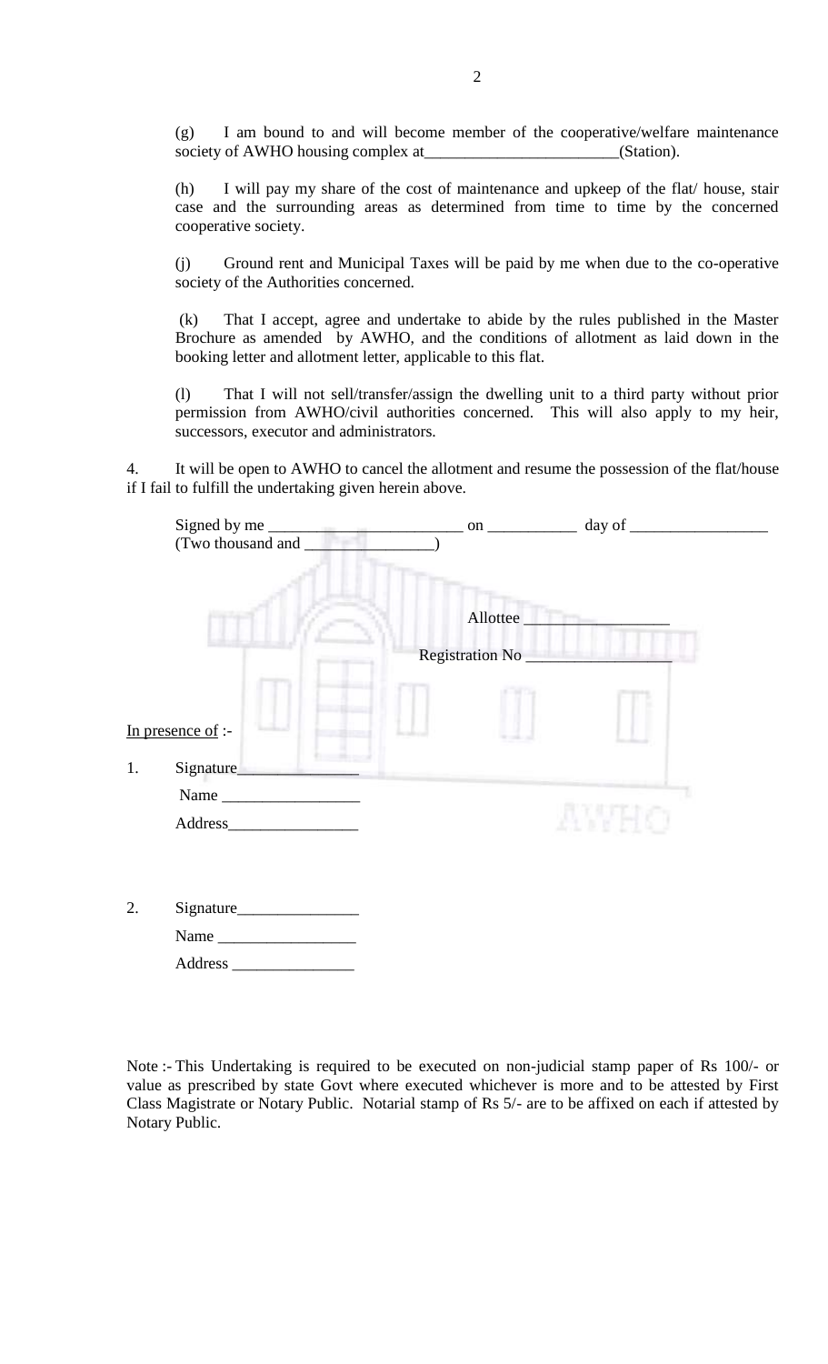(g) I am bound to and will become member of the cooperative/welfare maintenance society of AWHO housing complex at________________________(Station).

(h) I will pay my share of the cost of maintenance and upkeep of the flat/ house, stair case and the surrounding areas as determined from time to time by the concerned cooperative society.

(j) Ground rent and Municipal Taxes will be paid by me when due to the co-operative society of the Authorities concerned.

(k) That I accept, agree and undertake to abide by the rules published in the Master Brochure as amended by AWHO, and the conditions of allotment as laid down in the booking letter and allotment letter, applicable to this flat.

(l) That I will not sell/transfer/assign the dwelling unit to a third party without prior permission from AWHO/civil authorities concerned. This will also apply to my heir, successors, executor and administrators.

4. It will be open to AWHO to cancel the allotment and resume the possession of the flat/house if I fail to fulfill the undertaking given herein above.

Signed by me ________________________ on ___________ day of _________________ (Two thousand and ________________)

Allottee _________________

Registration No _________________

In presence of :-

1. Signature_______________

Name _________________

Address________________

2. Signature_______________

Name _________________

Address _______________

Note :- This Undertaking is required to be executed on non-judicial stamp paper of Rs 100/- or value as prescribed by state Govt where executed whichever is more and to be attested by First Class Magistrate or Notary Public. Notarial stamp of Rs 5/- are to be affixed on each if attested by Notary Public.